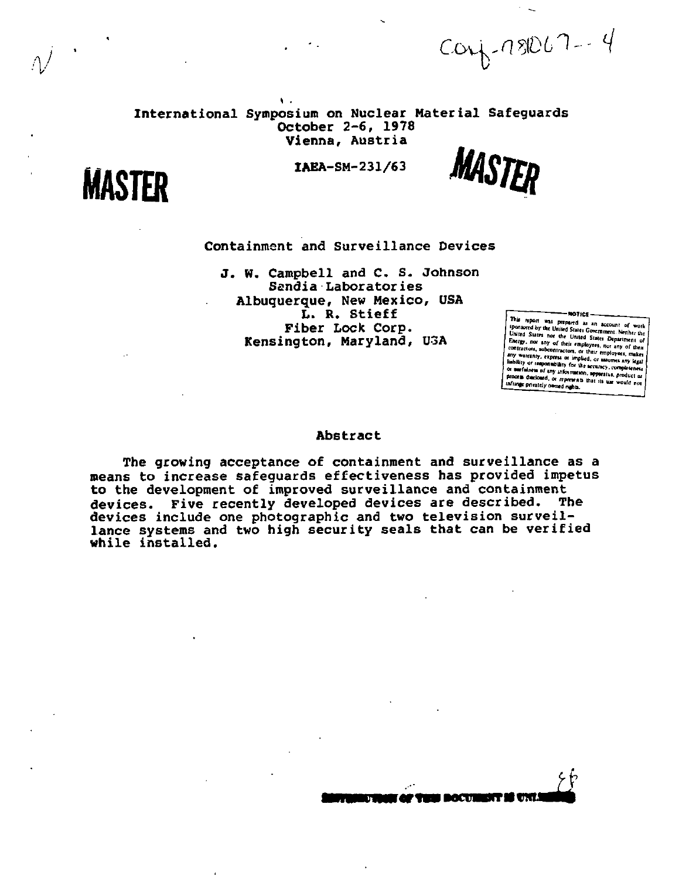CONF-781067--4

International Symposium on Nuclear Material Safeguards
October 2-6, 1978
Vienna, Austria

MASTER

IAEA-SM-231/63

MASTER

# Containment and Surveillance Devices

J. W. Campbell and C. S. Johnson
Sandia Laboratories
Albuquerque, New Mexico, USA
L. R. Stieff
Fiber Lock Corp.
Kensington, Maryland, USA

NOTICE
This report was prepared as an account of work sponsored by the United States Government. Neither the United States nor the United States Department of Energy, nor any of their employees, nor any of their contractors, subcontractors, or their employees, makes any warranty, express or implied, or assumes any legal liability or responsibility for the accuracy, completeness or usefulness of any information, apparatus, product or process disclosed, or represents that its use would not infringe privately owned rights.

## Abstract

The growing acceptance of containment and surveillance as a means to increase safeguards effectiveness has provided impetus to the development of improved surveillance and containment devices. Five recently developed devices are described. The devices include one photographic and two television surveillance systems and two high security seals that can be verified while installed.

DISTRIBUTION OF THIS DOCUMENT IS UNLIMITED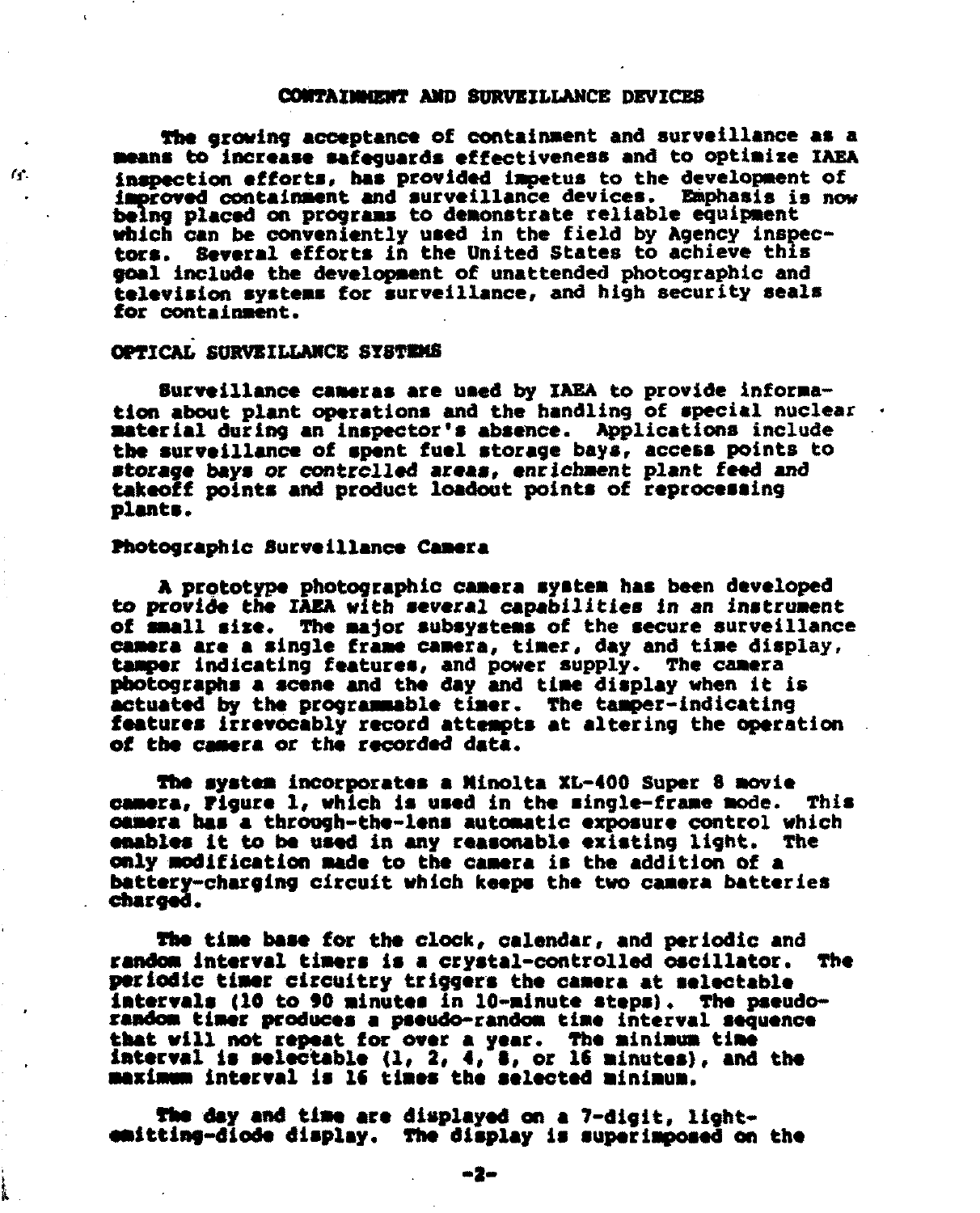## CONTAINMENT AND SURVEILLANCE DEVICES

The growing acceptance of containment and surveillance as a means to increase safeguards effectiveness and to optimize IAEA inspection efforts, has provided impetus to the development of improved containment and surveillance devices. Emphasis is now being placed on programs to demonstrate reliable equipment which can be conveniently used in the field by Agency inspectors. Several efforts in the United States to achieve this goal include the development of unattended photographic and television systems for surveillance, and high security seals for containment.

## OPTICAL SURVEILLANCE SYSTEMS

Surveillance cameras are used by IAEA to provide information about plant operations and the handling of special nuclear material during an inspector's absence. Applications include the surveillance of spent fuel storage bays, access points to storage bays or controlled areas, enrichment plant feed and takeoff points and product loadout points of reprocessing plants.

### Photographic Surveillance Camera

A prototype photographic camera system has been developed to provide the IAEA with several capabilities in an instrument of small size. The major subsystems of the secure surveillance camera are a single frame camera, timer, day and time display, tamper indicating features, and power supply. The camera photographs a scene and the day and time display when it is actuated by the programmable timer. The tamper-indicating features irrevocably record attempts at altering the operation of the camera or the recorded data.

The system incorporates a Minolta XL-400 Super 8 movie camera, Figure 1, which is used in the single-frame mode. This camera has a through-the-lens automatic exposure control which enables it to be used in any reasonable existing light. The only modification made to the camera is the addition of a battery-charging circuit which keeps the two camera batteries charged.

The time base for the clock, calendar, and periodic and random interval timers is a crystal-controlled oscillator. The periodic timer circuitry triggers the camera at selectable intervals (10 to 90 minutes in 10-minute steps). The pseudo-random timer produces a pseudo-random time interval sequence that will not repeat for over a year. The minimum time interval is selectable (1, 2, 4, 8, or 16 minutes), and the maximum interval is 16 times the selected minimum.

The day and time are displayed on a 7-digit, light-emitting-diode display. The display is superimposed on the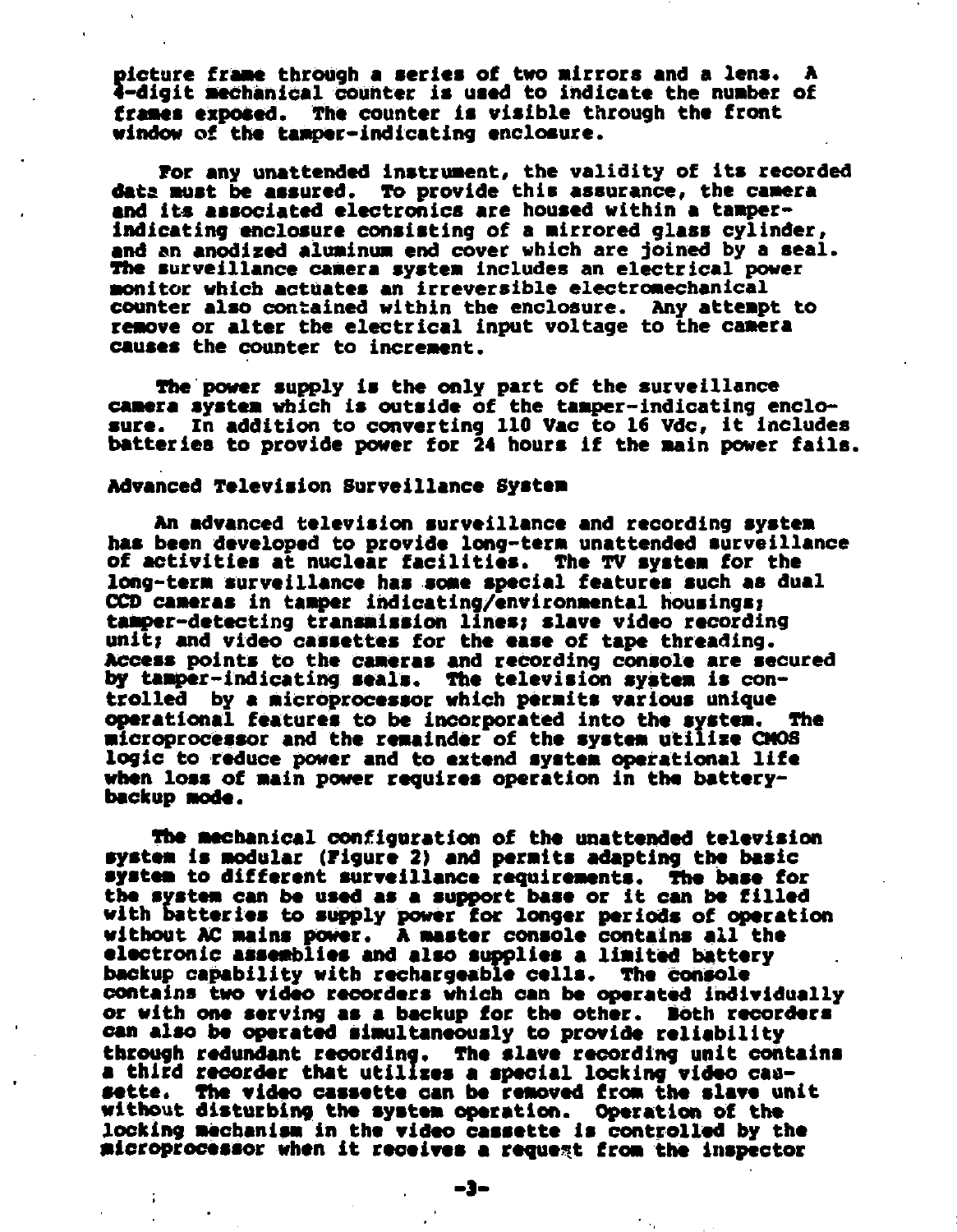picture frame through a series of two mirrors and a lens. A 4-digit mechanical counter is used to indicate the number of frames exposed. The counter is visible through the front window of the tamper-indicating enclosure.

For any unattended instrument, the validity of its recorded data must be assured. To provide this assurance, the camera and its associated electronics are housed within a tamper-indicating enclosure consisting of a mirrored glass cylinder, and an anodized aluminum end cover which are joined by a seal. The surveillance camera system includes an electrical power monitor which actuates an irreversible electromechanical counter also contained within the enclosure. Any attempt to remove or alter the electrical input voltage to the camera causes the counter to increment.

The power supply is the only part of the surveillance camera system which is outside of the tamper-indicating enclosure. In addition to converting 110 Vac to 16 Vdc, it includes batteries to provide power for 24 hours if the main power fails.

## Advanced Television Surveillance System

An advanced television surveillance and recording system has been developed to provide long-term unattended surveillance of activities at nuclear facilities. The TV system for the long-term surveillance has some special features such as dual CCD cameras in tamper indicating/environmental housings; tamper-detecting transmission lines; slave video recording unit; and video cassettes for the ease of tape threading. Access points to the cameras and recording console are secured by tamper-indicating seals. The television system is controlled by a microprocessor which permits various unique operational features to be incorporated into the system. The microprocessor and the remainder of the system utilize CMOS logic to reduce power and to extend system operational life when loss of main power requires operation in the battery-backup mode.

The mechanical configuration of the unattended television system is modular (Figure 2) and permits adapting the basic system to different surveillance requirements. The base for the system can be used as a support base or it can be filled with batteries to supply power for longer periods of operation without AC mains power. A master console contains all the electronic assemblies and also supplies a limited battery backup capability with rechargeable cells. The console contains two video recorders which can be operated individually or with one serving as a backup for the other. Both recorders can also be operated simultaneously to provide reliability through redundant recording. The slave recording unit contains a third recorder that utilizes a special locking video cassette. The video cassette can be removed from the slave unit without disturbing the system operation. Operation of the locking mechanism in the video cassette is controlled by the microprocessor when it receives a request from the inspector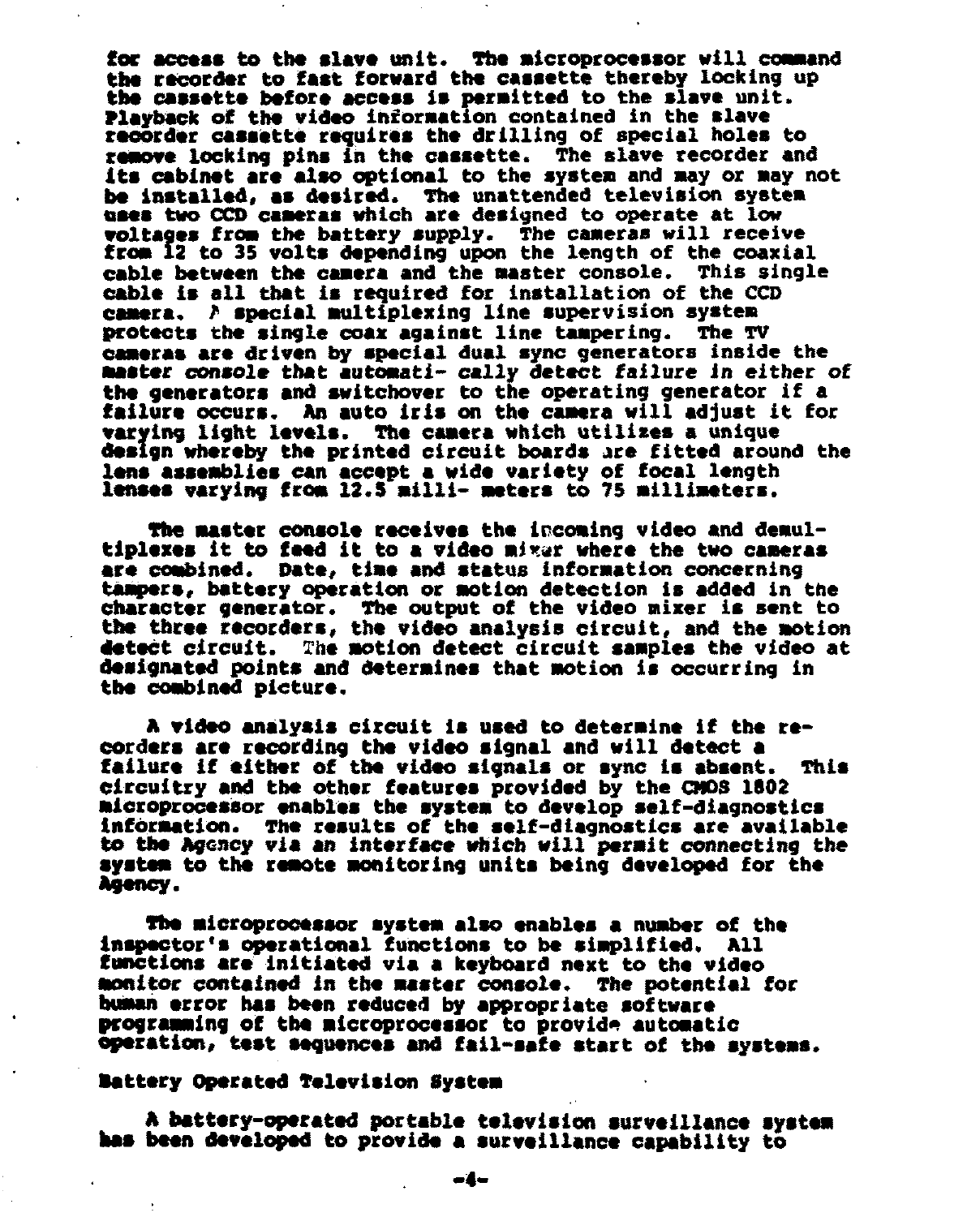for access to the slave unit. The microprocessor will command the recorder to fast forward the cassette thereby locking up the cassette before access is permitted to the slave unit. Playback of the video information contained in the slave recorder cassette requires the drilling of special holes to remove locking pins in the cassette. The slave recorder and its cabinet are also optional to the system and may or may not be installed, as desired. The unattended television system uses two CCD cameras which are designed to operate at low voltages from the battery supply. The cameras will receive from 12 to 35 volts depending upon the length of the coaxial cable between the camera and the master console. This single cable is all that is required for installation of the CCD camera. A special multiplexing line supervision system protects the single coax against line tampering. The TV cameras are driven by special dual sync generators inside the master console that automati- cally detect failure in either of the generators and switchover to the operating generator if a failure occurs. An auto iris on the camera will adjust it for varying light levels. The camera which utilizes a unique design whereby the printed circuit boards are fitted around the lens assemblies can accept a wide variety of focal length lenses varying from 12.5 milli- meters to 75 millimeters.

The master console receives the incoming video and demultiplexes it to feed it to a video mixer where the two cameras are combined. Date, time and status information concerning tampers, battery operation or motion detection is added in the character generator. The output of the video mixer is sent to the three recorders, the video analysis circuit, and the motion detect circuit. The motion detect circuit samples the video at designated points and determines that motion is occurring in the combined picture.

A video analysis circuit is used to determine if the recorders are recording the video signal and will detect a failure if either of the video signals or sync is absent. This circuitry and the other features provided by the CMOS 1802 microprocessor enables the system to develop self-diagnostics information. The results of the self-diagnostics are available to the Agency via an interface which will permit connecting the system to the remote monitoring units being developed for the Agency.

The microprocessor system also enables a number of the inspector's operational functions to be simplified. All functions are initiated via a keyboard next to the video monitor contained in the master console. The potential for human error has been reduced by appropriate software programming of the microprocessor to provide automatic operation, test sequences and fail-safe start of the systems.

## Battery Operated Television System

A battery-operated portable television surveillance system has been developed to provide a surveillance capability to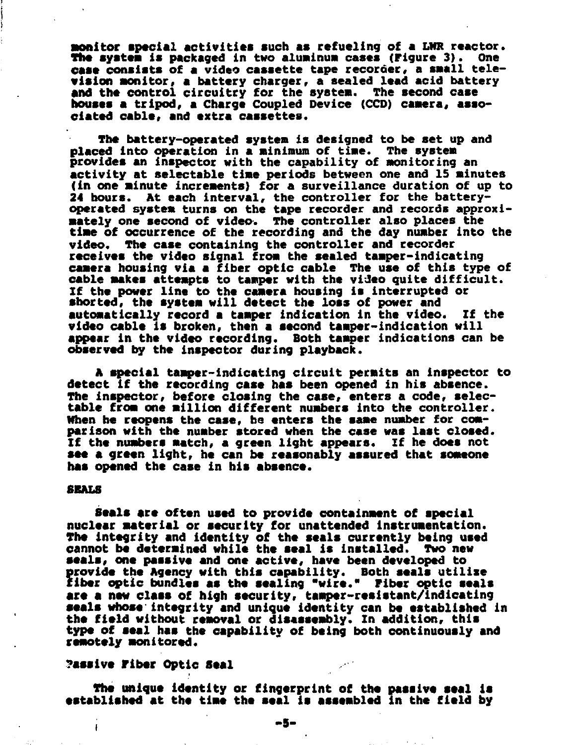monitor special activities such as refueling of a LWR reactor. The system is packaged in two aluminum cases (Figure 3). One case consists of a video cassette tape recorder, a small television monitor, a battery charger, a sealed lead acid battery and the control circuitry for the system. The second case houses a tripod, a Charge Coupled Device (CCD) camera, associated cable, and extra cassettes.

The battery-operated system is designed to be set up and placed into operation in a minimum of time. The system provides an inspector with the capability of monitoring an activity at selectable time periods between one and 15 minutes (in one minute increments) for a surveillance duration of up to 24 hours. At each interval, the controller for the battery-operated system turns on the tape recorder and records approximately one second of video. The controller also places the time of occurrence of the recording and the day number into the video. The case containing the controller and recorder receives the video signal from the sealed tamper-indicating camera housing via a fiber optic cable The use of this type of cable makes attempts to tamper with the video quite difficult. If the power line to the camera housing is interrupted or shorted, the system will detect the loss of power and automatically record a tamper indication in the video. If the video cable is broken, then a second tamper-indication will appear in the video recording. Both tamper indications can be observed by the inspector during playback.

A special tamper-indicating circuit permits an inspector to detect if the recording case has been opened in his absence. The inspector, before closing the case, enters a code, selectable from one million different numbers into the controller. When he reopens the case, he enters the same number for comparison with the number stored when the case was last closed. If the numbers match, a green light appears. If he does not see a green light, he can be reasonably assured that someone has opened the case in his absence.

## SEALS

Seals are often used to provide containment of special nuclear material or security for unattended instrumentation. The integrity and identity of the seals currently being used cannot be determined while the seal is installed. Two new seals, one passive and one active, have been developed to provide the Agency with this capability. Both seals utilize fiber optic bundles as the sealing "wire." Fiber optic seals are a new class of high security, tamper-resistant/indicating seals whose integrity and unique identity can be established in the field without removal or disassembly. In addition, this type of seal has the capability of being both continuously and remotely monitored.

### Passive Fiber Optic Seal

The unique identity or fingerprint of the passive seal is established at the time the seal is assembled in the field by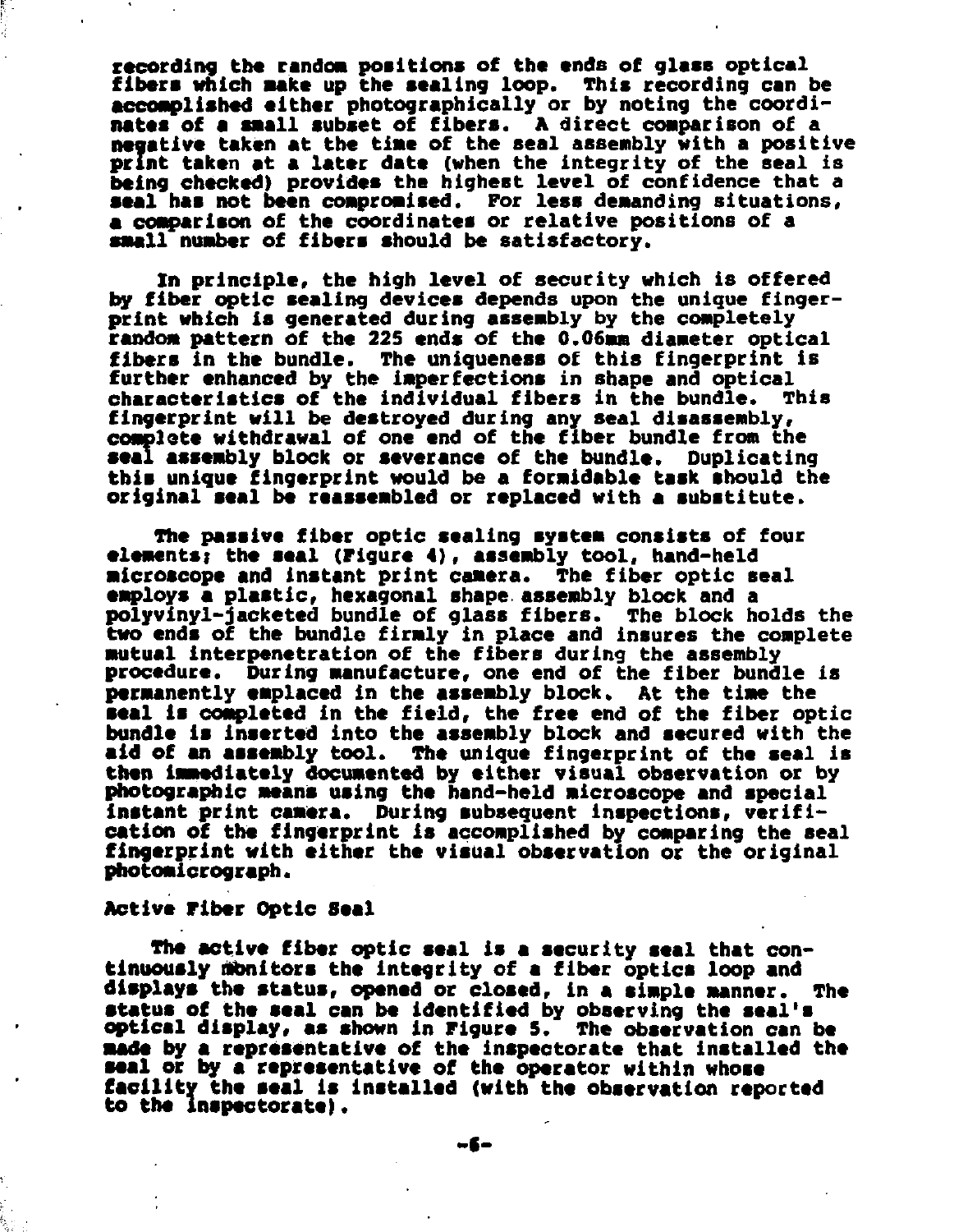recording the random positions of the ends of glass optical fibers which make up the sealing loop. This recording can be accomplished either photographically or by noting the coordinates of a small subset of fibers. A direct comparison of a negative taken at the time of the seal assembly with a positive print taken at a later date (when the integrity of the seal is being checked) provides the highest level of confidence that a seal has not been compromised. For less demanding situations, a comparison of the coordinates or relative positions of a small number of fibers should be satisfactory.

In principle, the high level of security which is offered by fiber optic sealing devices depends upon the unique fingerprint which is generated during assembly by the completely random pattern of the 225 ends of the 0.06mm diameter optical fibers in the bundle. The uniqueness of this fingerprint is further enhanced by the imperfections in shape and optical characteristics of the individual fibers in the bundle. This fingerprint will be destroyed during any seal disassembly, complete withdrawal of one end of the fiber bundle from the seal assembly block or severance of the bundle. Duplicating this unique fingerprint would be a formidable task should the original seal be reassembled or replaced with a substitute.

The passive fiber optic sealing system consists of four elements; the seal (Figure 4), assembly tool, hand-held microscope and instant print camera. The fiber optic seal employs a plastic, hexagonal shape assembly block and a polyvinyl-jacketed bundle of glass fibers. The block holds the two ends of the bundle firmly in place and insures the complete mutual interpenetration of the fibers during the assembly procedure. During manufacture, one end of the fiber bundle is permanently emplaced in the assembly block. At the time the seal is completed in the field, the free end of the fiber optic bundle is inserted into the assembly block and secured with the aid of an assembly tool. The unique fingerprint of the seal is then immediately documented by either visual observation or by photographic means using the hand-held microscope and special instant print camera. During subsequent inspections, verification of the fingerprint is accomplished by comparing the seal fingerprint with either the visual observation or the original photomicrograph.

### Active Fiber Optic Seal

The active fiber optic seal is a security seal that continuously monitors the integrity of a fiber optics loop and displays the status, opened or closed, in a simple manner. The status of the seal can be identified by observing the seal's optical display, as shown in Figure 5. The observation can be made by a representative of the inspectorate that installed the seal or by a representative of the operator within whose facility the seal is installed (with the observation reported to the inspectorate).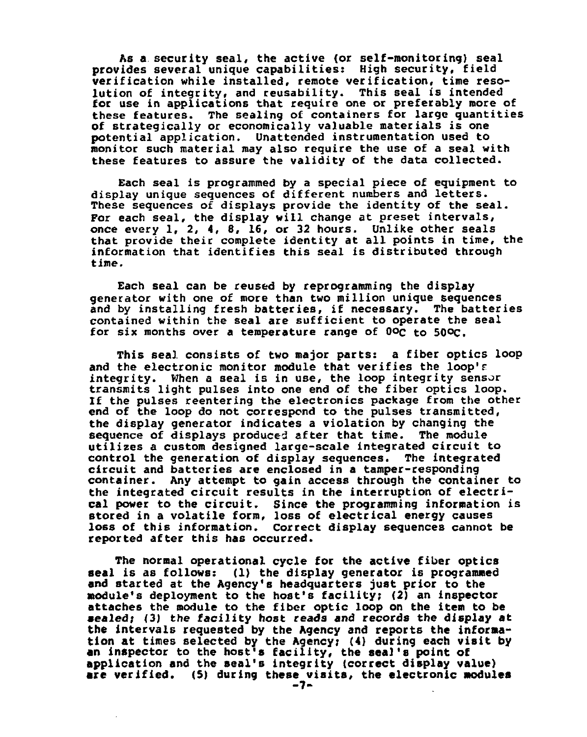As a security seal, the active (or self-monitoring) seal provides several unique capabilities: High security, field verification while installed, remote verification, time resolution of integrity, and reusability. This seal is intended for use in applications that require one or preferably more of these features. The sealing of containers for large quantities of strategically or economically valuable materials is one potential application. Unattended instrumentation used to monitor such material may also require the use of a seal with these features to assure the validity of the data collected.

Each seal is programmed by a special piece of equipment to display unique sequences of different numbers and letters. These sequences of displays provide the identity of the seal. For each seal, the display will change at preset intervals, once every 1, 2, 4, 8, 16, or 32 hours. Unlike other seals that provide their complete identity at all points in time, the information that identifies this seal is distributed through time.

Each seal can be reused by reprogramming the display generator with one of more than two million unique sequences and by installing fresh batteries, if necessary. The batteries contained within the seal are sufficient to operate the seal for six months over a temperature range of 0°C to 50°C.

This seal consists of two major parts: a fiber optics loop and the electronic monitor module that verifies the loop's integrity. When a seal is in use, the loop integrity sensor transmits light pulses into one end of the fiber optics loop. If the pulses reentering the electronics package from the other end of the loop do not correspond to the pulses transmitted, the display generator indicates a violation by changing the sequence of displays produced after that time. The module utilizes a custom designed large-scale integrated circuit to control the generation of display sequences. The integrated circuit and batteries are enclosed in a tamper-responding container. Any attempt to gain access through the container to the integrated circuit results in the interruption of electrical power to the circuit. Since the programming information is stored in a volatile form, loss of electrical energy causes loss of this information. Correct display sequences cannot be reported after this has occurred.

The normal operational cycle for the active fiber optics seal is as follows: (1) the display generator is programmed and started at the Agency's headquarters just prior to the module's deployment to the host's facility; (2) an inspector attaches the module to the fiber optic loop on the item to be sealed; (3) the facility host reads and records the display at the intervals requested by the Agency and reports the information at times selected by the Agency; (4) during each visit by an inspector to the host's facility, the seal's point of application and the seal's integrity (correct display value) are verified. (5) during these visits, the electronic modules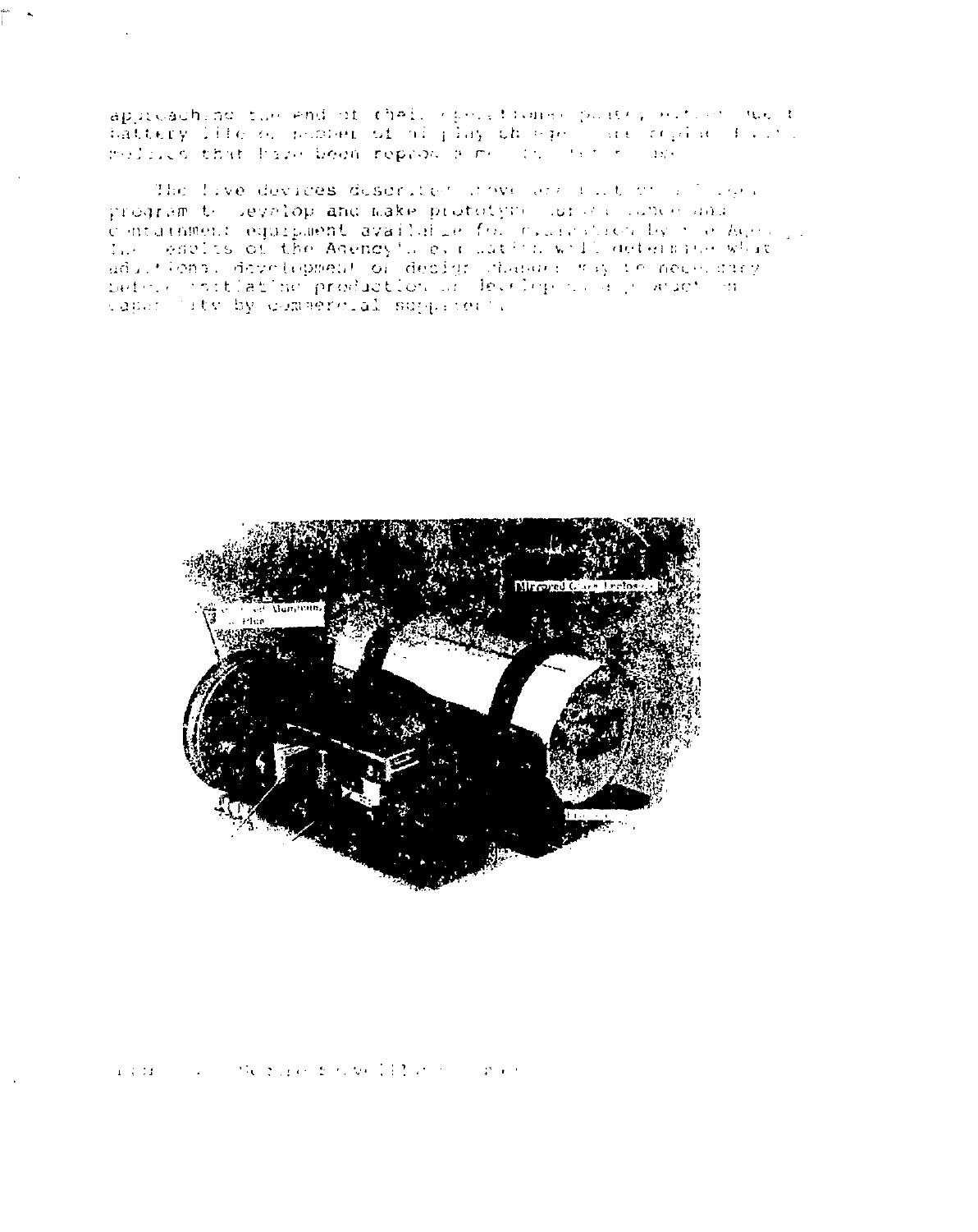approaching the end of their operational power, without need [of] battery life or number of display changes ... are replaced ... vehicles that have been reported ...

The five devices described above are part of a ... program to develop and make prototype ... containment equipment available for evaluation by the Agency. The results of the Agency's evaluation will determine what additional development or design changes may be necessary before initiating production or development ... capability by commercial suppliers.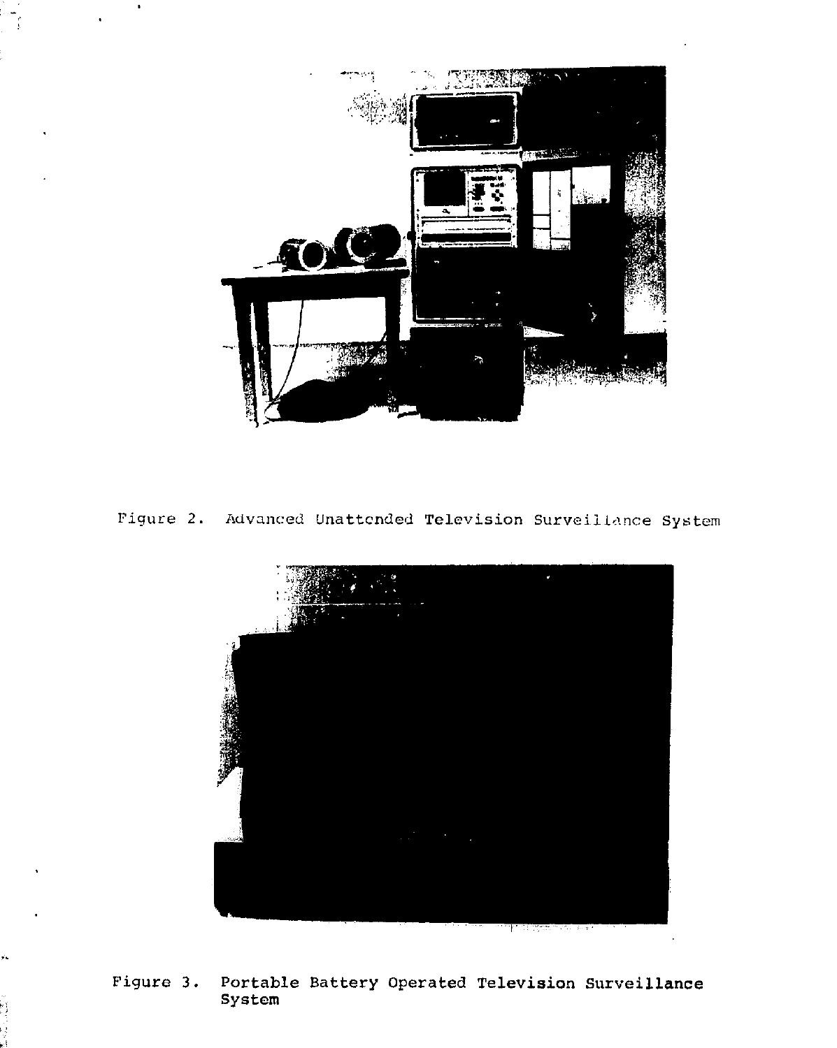Figure 2. Advanced Unattended Television Surveillance System

Figure 3. Portable Battery Operated Television Surveillance System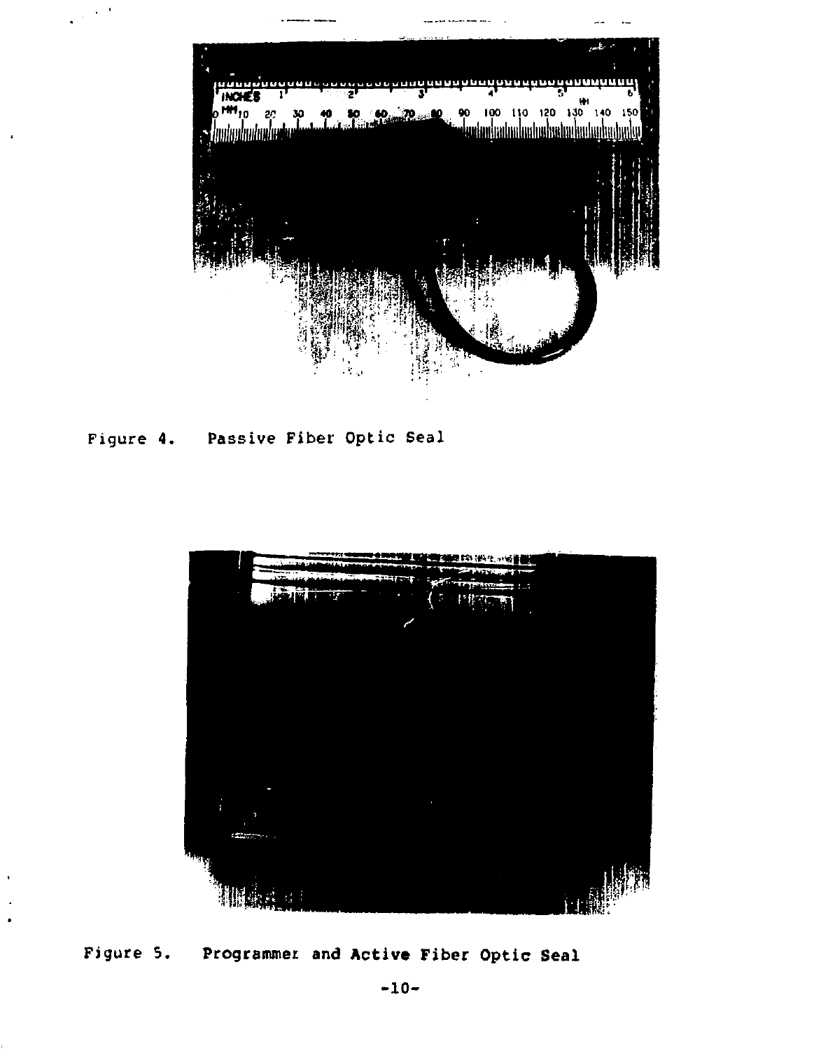Figure 4. Passive Fiber Optic Seal

Figure 5. Programmer and Active Fiber Optic Seal